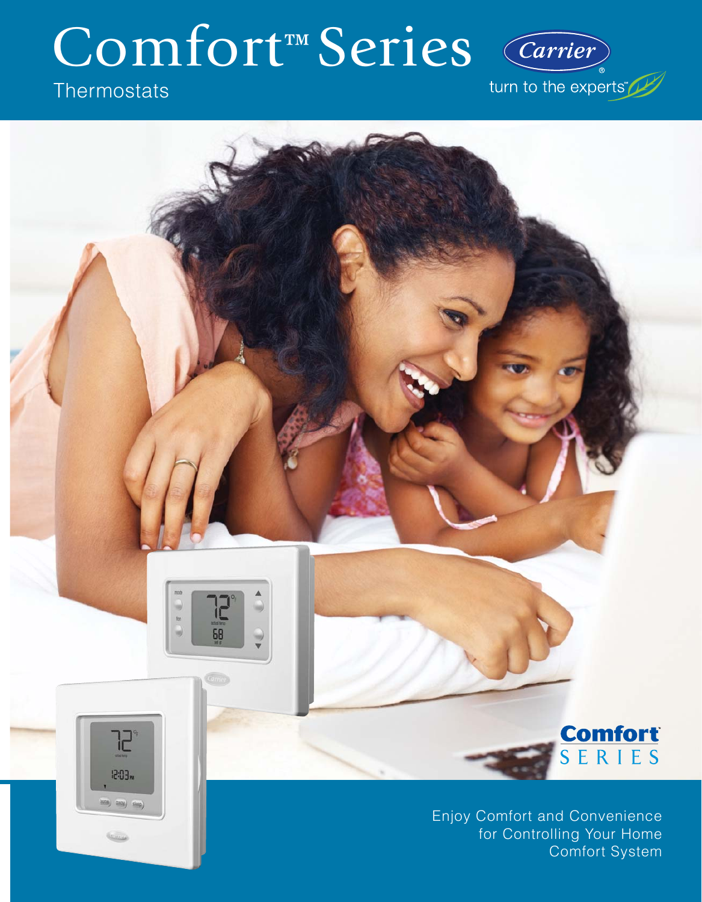# Comfort™ Series

Thermostats

Carrier®

turn to the experts™

Comfort SERIES

Enjoy Comfort and Convenience for Controlling Your Home Comfort System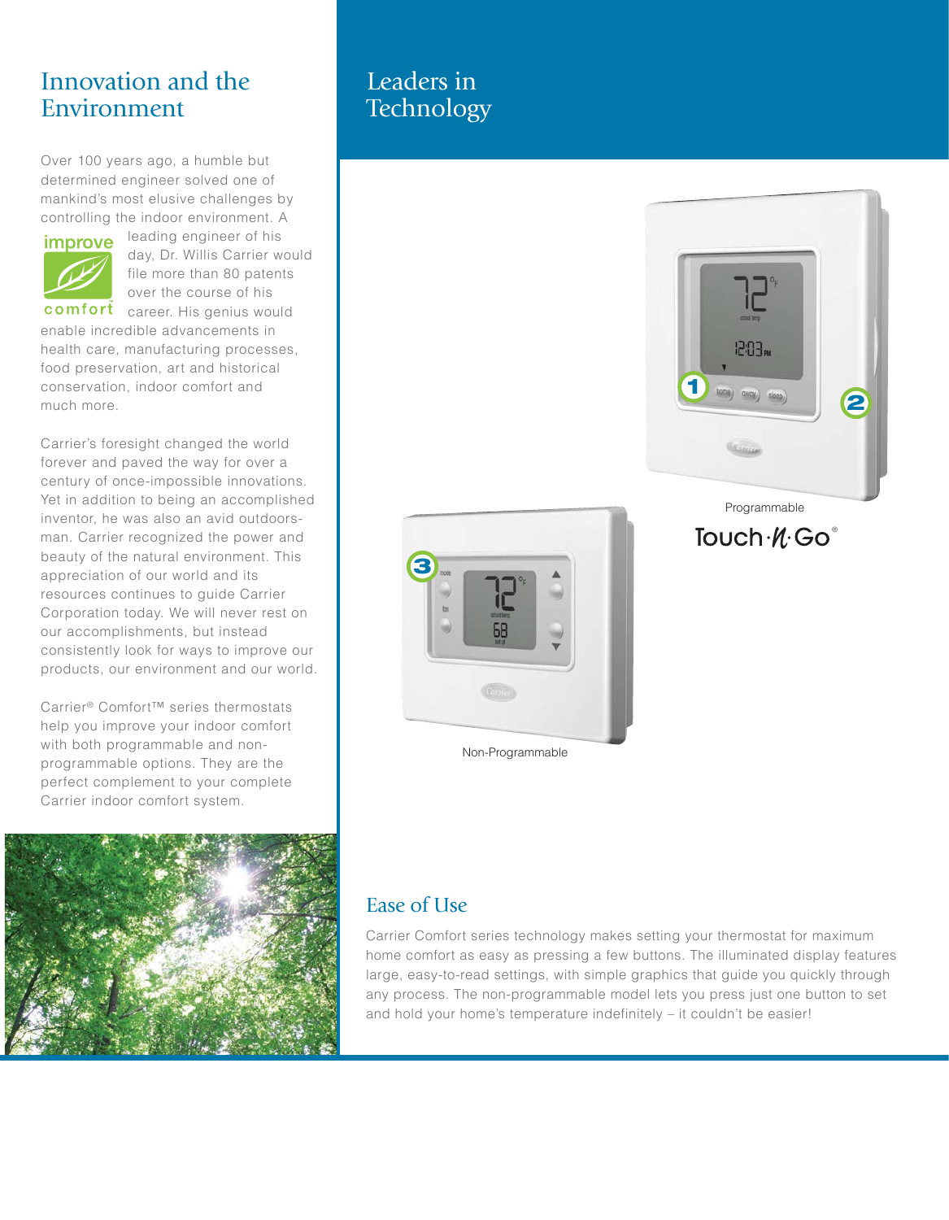## Innovation and the Environment

Over 100 years ago, a humble but determined engineer solved one of mankind's most elusive challenges by controlling the indoor environment. A leading engineer of his day, Dr. Willis Carrier would file more than 80 patents over the course of his career. His genius would enable incredible advancements in health care, manufacturing processes, food preservation, art and historical conservation, indoor comfort and much more.

Carrier's foresight changed the world forever and paved the way for over a century of once-impossible innovations. Yet in addition to being an accomplished inventor, he was also an avid outdoorsman. Carrier recognized the power and beauty of the natural environment. This appreciation of our world and its resources continues to guide Carrier Corporation today. We will never rest on our accomplishments, but instead consistently look for ways to improve our products, our environment and our world.

Carrier® Comfort™ series thermostats help you improve your indoor comfort with both programmable and non-programmable options. They are the perfect complement to your complete Carrier indoor comfort system.

## Leaders in Technology

Programmable

Touch·N·Go®

Non-Programmable

### Ease of Use

Carrier Comfort series technology makes setting your thermostat for maximum home comfort as easy as pressing a few buttons. The illuminated display features large, easy-to-read settings, with simple graphics that guide you quickly through any process. The non-programmable model lets you press just one button to set and hold your home's temperature indefinitely – it couldn't be easier!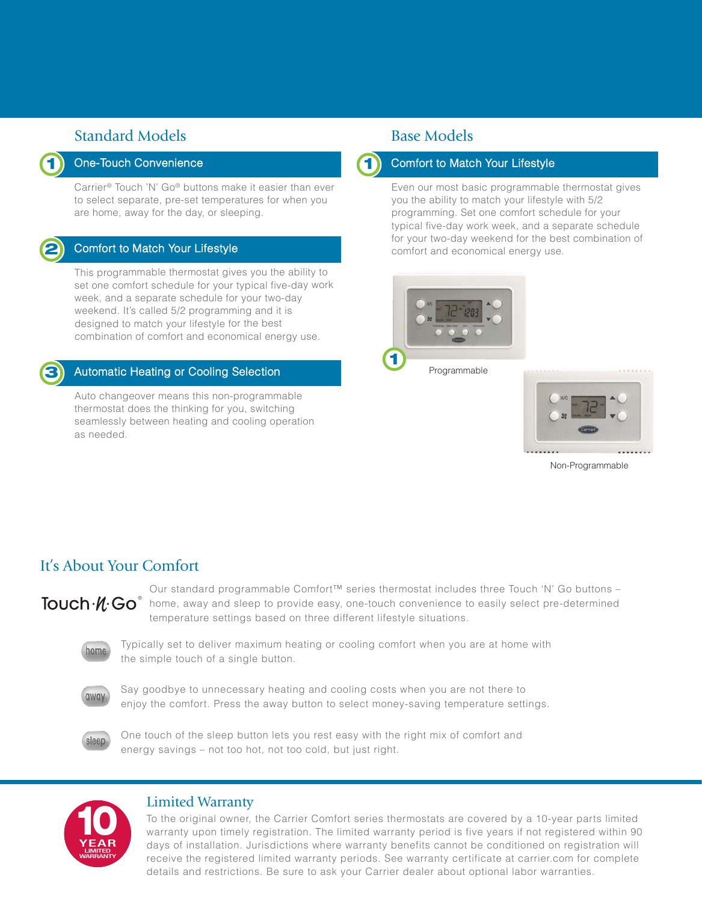## Standard Models

### 1 One-Touch Convenience

Carrier® Touch 'N' Go® buttons make it easier than ever to select separate, pre-set temperatures for when you are home, away for the day, or sleeping.

### 2 Comfort to Match Your Lifestyle

This programmable thermostat gives you the ability to set one comfort schedule for your typical five-day work week, and a separate schedule for your two-day weekend. It's called 5/2 programming and it is designed to match your lifestyle for the best combination of comfort and economical energy use.

### 3 Automatic Heating or Cooling Selection

Auto changeover means this non-programmable thermostat does the thinking for you, switching seamlessly between heating and cooling operation as needed.

## Base Models

### 1 Comfort to Match Your Lifestyle

Even our most basic programmable thermostat gives you the ability to match your lifestyle with 5/2 programming. Set one comfort schedule for your typical five-day work week, and a separate schedule for your two-day weekend for the best combination of comfort and economical energy use.

Programmable

Non-Programmable

## It's About Your Comfort

Touch 'N' Go®

Our standard programmable Comfort™ series thermostat includes three Touch 'N' Go buttons – home, away and sleep to provide easy, one-touch convenience to easily select pre-determined temperature settings based on three different lifestyle situations.

**home** Typically set to deliver maximum heating or cooling comfort when you are at home with the simple touch of a single button.

**away** Say goodbye to unnecessary heating and cooling costs when you are not there to enjoy the comfort. Press the away button to select money-saving temperature settings.

**sleep** One touch of the sleep button lets you rest easy with the right mix of comfort and energy savings – not too hot, not too cold, but just right.

## Limited Warranty

10 YEAR LIMITED WARRANTY

To the original owner, the Carrier Comfort series thermostats are covered by a 10-year parts limited warranty upon timely registration. The limited warranty period is five years if not registered within 90 days of installation. Jurisdictions where warranty benefits cannot be conditioned on registration will receive the registered limited warranty periods. See warranty certificate at carrier.com for complete details and restrictions. Be sure to ask your Carrier dealer about optional labor warranties.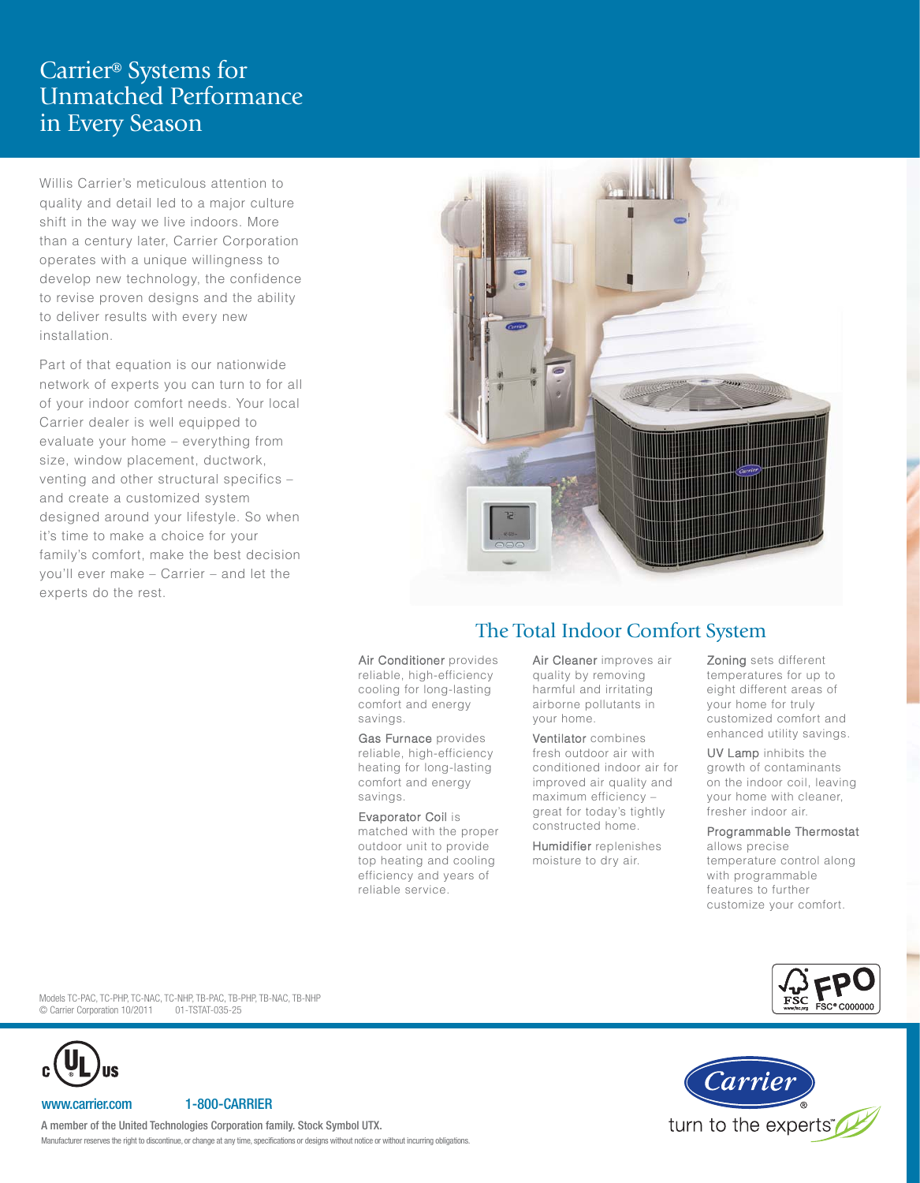# Carrier® Systems for Unmatched Performance in Every Season

Willis Carrier's meticulous attention to quality and detail led to a major culture shift in the way we live indoors. More than a century later, Carrier Corporation operates with a unique willingness to develop new technology, the confidence to revise proven designs and the ability to deliver results with every new installation.

Part of that equation is our nationwide network of experts you can turn to for all of your indoor comfort needs. Your local Carrier dealer is well equipped to evaluate your home – everything from size, window placement, ductwork, venting and other structural specifics – and create a customized system designed around your lifestyle. So when it's time to make a choice for your family's comfort, make the best decision you'll ever make – Carrier – and let the experts do the rest.

## The Total Indoor Comfort System

**Air Conditioner** provides reliable, high-efficiency cooling for long-lasting comfort and energy savings.

**Gas Furnace** provides reliable, high-efficiency heating for long-lasting comfort and energy savings.

**Evaporator Coil** is matched with the proper outdoor unit to provide top heating and cooling efficiency and years of reliable service.

**Air Cleaner** improves air quality by removing harmful and irritating airborne pollutants in your home.

**Ventilator** combines fresh outdoor air with conditioned indoor air for improved air quality and maximum efficiency – great for today's tightly constructed home.

**Humidifier** replenishes moisture to dry air.

**Zoning** sets different temperatures for up to eight different areas of your home for truly customized comfort and enhanced utility savings.

**UV Lamp** inhibits the growth of contaminants on the indoor coil, leaving your home with cleaner, fresher indoor air.

**Programmable Thermostat** allows precise temperature control along with programmable features to further customize your comfort.

Models TC-PAC, TC-PHP, TC-NAC, TC-NHP, TB-PAC, TB-PHP, TB-NAC, TB-NHP
© Carrier Corporation 10/2011 01-TSTAT-035-25

FSC FPO FSC® C000000

www.carrier.com 1-800-CARRIER

A member of the United Technologies Corporation family. Stock Symbol UTX.

Manufacturer reserves the right to discontinue, or change at any time, specifications or designs without notice or without incurring obligations.

Carrier® turn to the experts™